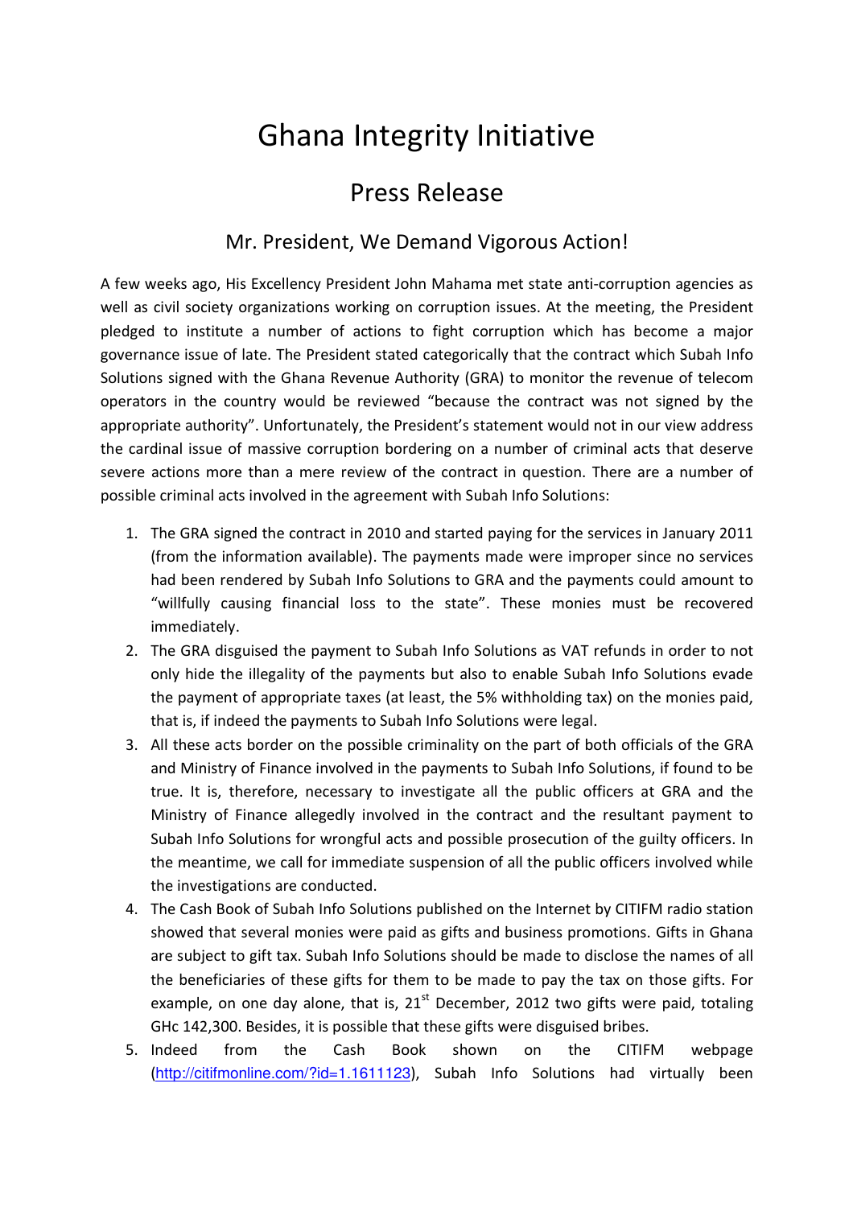# Ghana Integrity Initiative

## Press Release

### Mr. President, We Demand Vigorous Action!

A few weeks ago, His Excellency President John Mahama met state anti-corruption agencies as well as civil society organizations working on corruption issues. At the meeting, the President pledged to institute a number of actions to fight corruption which has become a major governance issue of late. The President stated categorically that the contract which Subah Info Solutions signed with the Ghana Revenue Authority (GRA) to monitor the revenue of telecom operators in the country would be reviewed "because the contract was not signed by the appropriate authority". Unfortunately, the President's statement would not in our view address the cardinal issue of massive corruption bordering on a number of criminal acts that deserve severe actions more than a mere review of the contract in question. There are a number of possible criminal acts involved in the agreement with Subah Info Solutions:

1. The GRA signed the contract in 2010 and started paying for the services in January 2011 (from the information available). The payments made were improper since no services had been rendered by Subah Info Solutions to GRA and the payments could amount to "willfully causing financial loss to the state". These monies must be recovered immediately.
2. The GRA disguised the payment to Subah Info Solutions as VAT refunds in order to not only hide the illegality of the payments but also to enable Subah Info Solutions evade the payment of appropriate taxes (at least, the 5% withholding tax) on the monies paid, that is, if indeed the payments to Subah Info Solutions were legal.
3. All these acts border on the possible criminality on the part of both officials of the GRA and Ministry of Finance involved in the payments to Subah Info Solutions, if found to be true. It is, therefore, necessary to investigate all the public officers at GRA and the Ministry of Finance allegedly involved in the contract and the resultant payment to Subah Info Solutions for wrongful acts and possible prosecution of the guilty officers. In the meantime, we call for immediate suspension of all the public officers involved while the investigations are conducted.
4. The Cash Book of Subah Info Solutions published on the Internet by CITIFM radio station showed that several monies were paid as gifts and business promotions. Gifts in Ghana are subject to gift tax. Subah Info Solutions should be made to disclose the names of all the beneficiaries of these gifts for them to be made to pay the tax on those gifts. For example, on one day alone, that is, 21st December, 2012 two gifts were paid, totaling GHc 142,300. Besides, it is possible that these gifts were disguised bribes.
5. Indeed from the Cash Book shown on the CITIFM webpage (http://citifmonline.com/?id=1.1611123), Subah Info Solutions had virtually been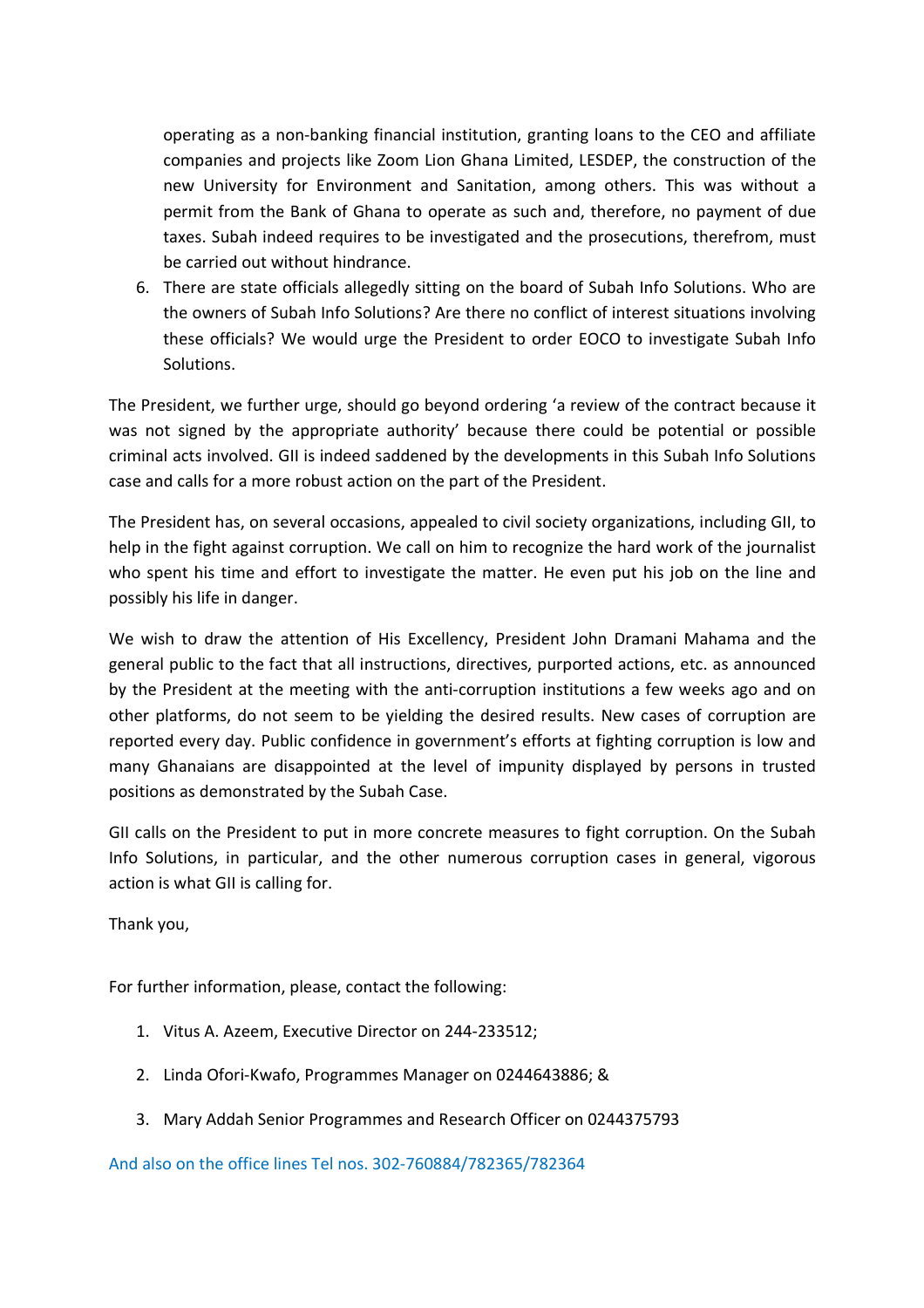operating as a non-banking financial institution, granting loans to the CEO and affiliate companies and projects like Zoom Lion Ghana Limited, LESDEP, the construction of the new University for Environment and Sanitation, among others. This was without a permit from the Bank of Ghana to operate as such and, therefore, no payment of due taxes. Subah indeed requires to be investigated and the prosecutions, therefrom, must be carried out without hindrance.

6. There are state officials allegedly sitting on the board of Subah Info Solutions. Who are the owners of Subah Info Solutions? Are there no conflict of interest situations involving these officials? We would urge the President to order EOCO to investigate Subah Info Solutions.

The President, we further urge, should go beyond ordering 'a review of the contract because it was not signed by the appropriate authority' because there could be potential or possible criminal acts involved. GII is indeed saddened by the developments in this Subah Info Solutions case and calls for a more robust action on the part of the President.

The President has, on several occasions, appealed to civil society organizations, including GII, to help in the fight against corruption. We call on him to recognize the hard work of the journalist who spent his time and effort to investigate the matter. He even put his job on the line and possibly his life in danger.

We wish to draw the attention of His Excellency, President John Dramani Mahama and the general public to the fact that all instructions, directives, purported actions, etc. as announced by the President at the meeting with the anti-corruption institutions a few weeks ago and on other platforms, do not seem to be yielding the desired results. New cases of corruption are reported every day. Public confidence in government's efforts at fighting corruption is low and many Ghanaians are disappointed at the level of impunity displayed by persons in trusted positions as demonstrated by the Subah Case.

GII calls on the President to put in more concrete measures to fight corruption. On the Subah Info Solutions, in particular, and the other numerous corruption cases in general, vigorous action is what GII is calling for.

Thank you,

For further information, please, contact the following:

1. Vitus A. Azeem, Executive Director on 244-233512;
2. Linda Ofori-Kwafo, Programmes Manager on 0244643886; &
3. Mary Addah Senior Programmes and Research Officer on 0244375793

And also on the office lines Tel nos. 302-760884/782365/782364